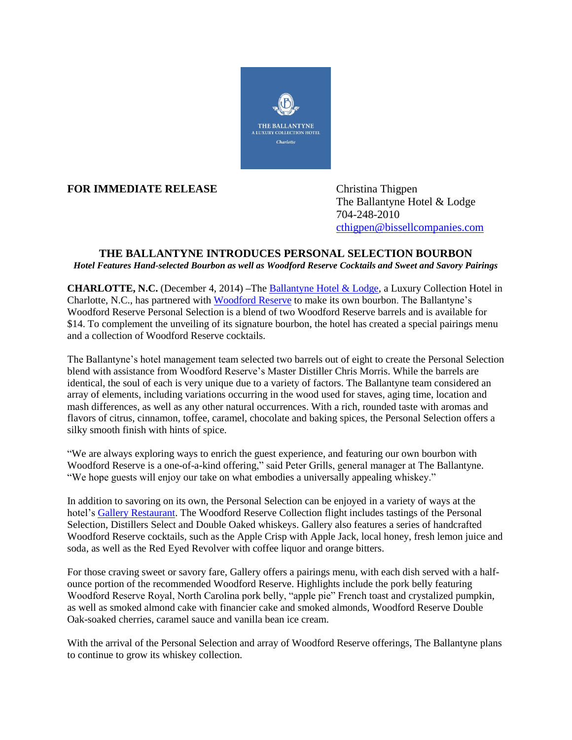THE BALLANTYNE
A LUXURY COLLECTION HOTEL
*Charlotte*

**FOR IMMEDIATE RELEASE**

Christina Thigpen
The Ballantyne Hotel & Lodge
704-248-2010
cthigpen@bissellcompanies.com

# THE BALLANTYNE INTRODUCES PERSONAL SELECTION BOURBON

***Hotel Features Hand-selected Bourbon as well as Woodford Reserve Cocktails and Sweet and Savory Pairings***

**CHARLOTTE, N.C.** (December 4, 2014) –The Ballantyne Hotel & Lodge, a Luxury Collection Hotel in Charlotte, N.C., has partnered with Woodford Reserve to make its own bourbon. The Ballantyne's Woodford Reserve Personal Selection is a blend of two Woodford Reserve barrels and is available for $14. To complement the unveiling of its signature bourbon, the hotel has created a special pairings menu and a collection of Woodford Reserve cocktails.

The Ballantyne's hotel management team selected two barrels out of eight to create the Personal Selection blend with assistance from Woodford Reserve's Master Distiller Chris Morris. While the barrels are identical, the soul of each is very unique due to a variety of factors. The Ballantyne team considered an array of elements, including variations occurring in the wood used for staves, aging time, location and mash differences, as well as any other natural occurrences. With a rich, rounded taste with aromas and flavors of citrus, cinnamon, toffee, caramel, chocolate and baking spices, the Personal Selection offers a silky smooth finish with hints of spice.

"We are always exploring ways to enrich the guest experience, and featuring our own bourbon with Woodford Reserve is a one-of-a-kind offering," said Peter Grills, general manager at The Ballantyne. "We hope guests will enjoy our take on what embodies a universally appealing whiskey."

In addition to savoring on its own, the Personal Selection can be enjoyed in a variety of ways at the hotel's Gallery Restaurant. The Woodford Reserve Collection flight includes tastings of the Personal Selection, Distillers Select and Double Oaked whiskeys. Gallery also features a series of handcrafted Woodford Reserve cocktails, such as the Apple Crisp with Apple Jack, local honey, fresh lemon juice and soda, as well as the Red Eyed Revolver with coffee liquor and orange bitters.

For those craving sweet or savory fare, Gallery offers a pairings menu, with each dish served with a half-ounce portion of the recommended Woodford Reserve. Highlights include the pork belly featuring Woodford Reserve Royal, North Carolina pork belly, "apple pie" French toast and crystalized pumpkin, as well as smoked almond cake with financier cake and smoked almonds, Woodford Reserve Double Oak-soaked cherries, caramel sauce and vanilla bean ice cream.

With the arrival of the Personal Selection and array of Woodford Reserve offerings, The Ballantyne plans to continue to grow its whiskey collection.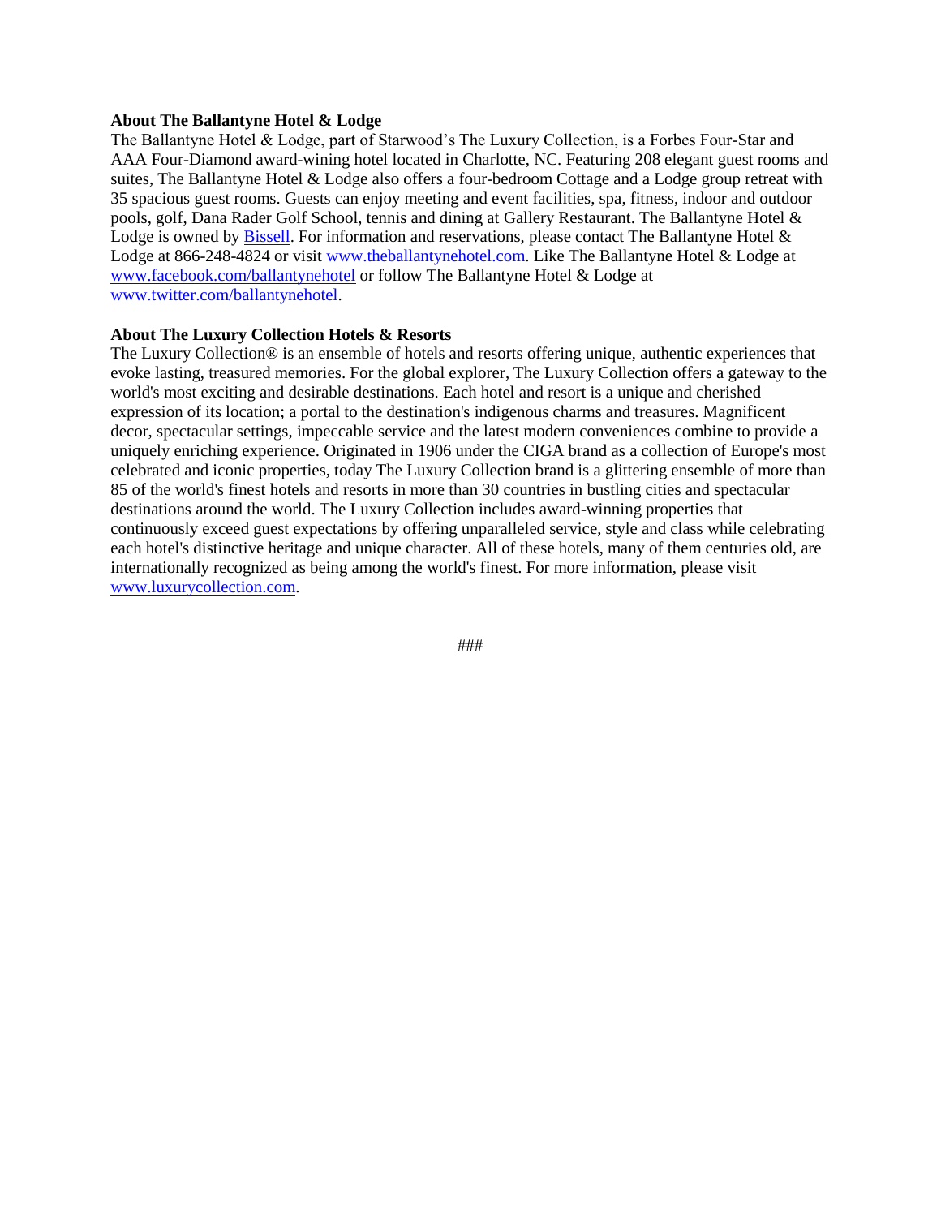**About The Ballantyne Hotel & Lodge**

The Ballantyne Hotel & Lodge, part of Starwood's The Luxury Collection, is a Forbes Four-Star and AAA Four-Diamond award-wining hotel located in Charlotte, NC. Featuring 208 elegant guest rooms and suites, The Ballantyne Hotel & Lodge also offers a four-bedroom Cottage and a Lodge group retreat with 35 spacious guest rooms. Guests can enjoy meeting and event facilities, spa, fitness, indoor and outdoor pools, golf, Dana Rader Golf School, tennis and dining at Gallery Restaurant. The Ballantyne Hotel & Lodge is owned by Bissell. For information and reservations, please contact The Ballantyne Hotel & Lodge at 866-248-4824 or visit www.theballantynehotel.com. Like The Ballantyne Hotel & Lodge at www.facebook.com/ballantynehotel or follow The Ballantyne Hotel & Lodge at www.twitter.com/ballantynehotel.

**About The Luxury Collection Hotels & Resorts**

The Luxury Collection® is an ensemble of hotels and resorts offering unique, authentic experiences that evoke lasting, treasured memories. For the global explorer, The Luxury Collection offers a gateway to the world's most exciting and desirable destinations. Each hotel and resort is a unique and cherished expression of its location; a portal to the destination's indigenous charms and treasures. Magnificent decor, spectacular settings, impeccable service and the latest modern conveniences combine to provide a uniquely enriching experience. Originated in 1906 under the CIGA brand as a collection of Europe's most celebrated and iconic properties, today The Luxury Collection brand is a glittering ensemble of more than 85 of the world's finest hotels and resorts in more than 30 countries in bustling cities and spectacular destinations around the world. The Luxury Collection includes award-winning properties that continuously exceed guest expectations by offering unparalleled service, style and class while celebrating each hotel's distinctive heritage and unique character. All of these hotels, many of them centuries old, are internationally recognized as being among the world's finest. For more information, please visit www.luxurycollection.com.

###